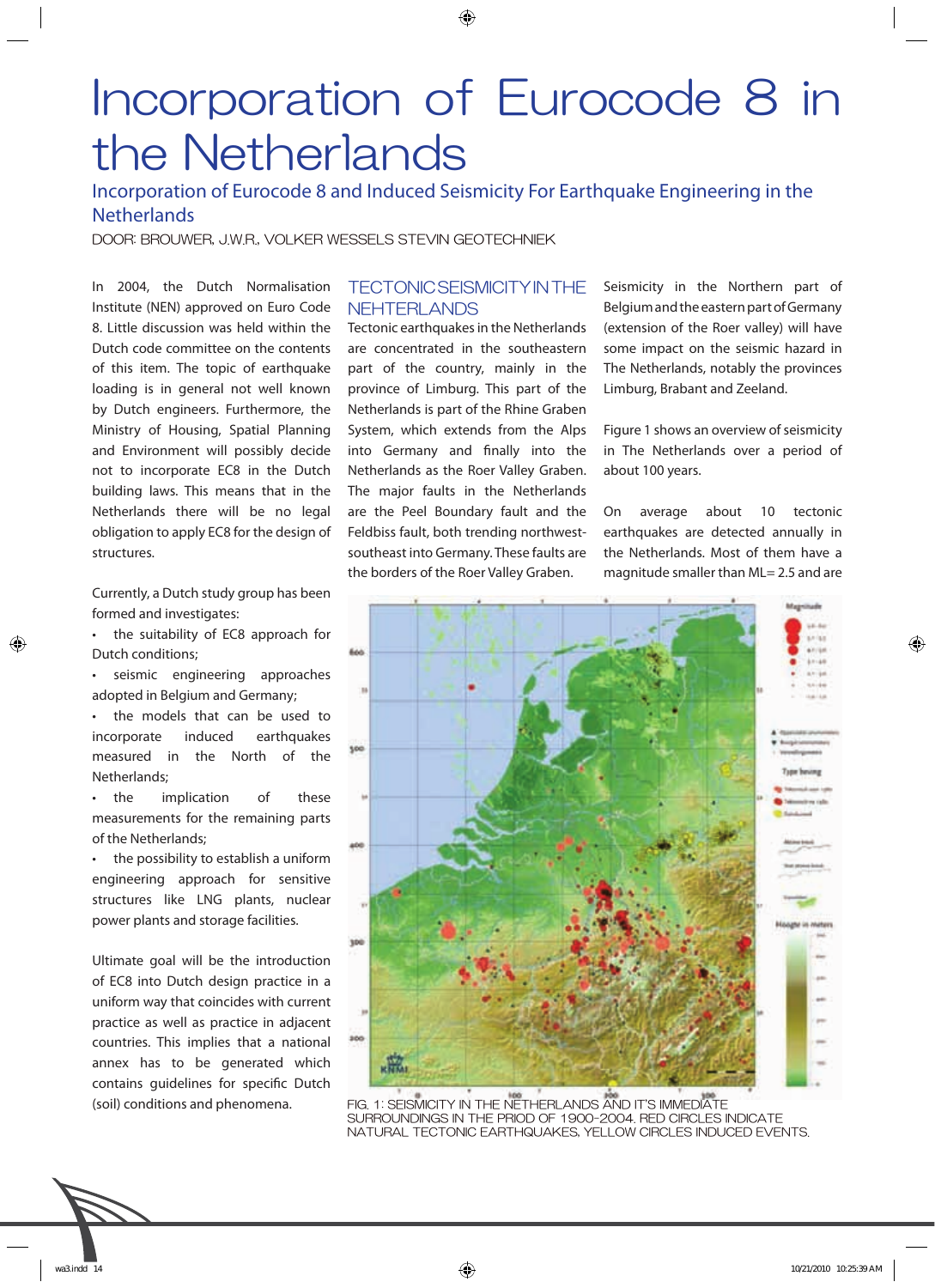# Incorporation of Eurocode 8 in the Netherlands

## Incorporation of Eurocode 8 and Induced Seismicity For Earthquake Engineering in the Netherlands

DOOR: BROUWER, J.W.R., VOLKER WESSELS STEVIN GEOTECHNIEK

In 2004, the Dutch Normalisation Institute (NEN) approved on Euro Code 8. Little discussion was held within the Dutch code committee on the contents of this item. The topic of earthquake loading is in general not well known by Dutch engineers. Furthermore, the Ministry of Housing, Spatial Planning and Environment will possibly decide not to incorporate EC8 in the Dutch building laws. This means that in the Netherlands there will be no legal obligation to apply EC8 for the design of structures.

Currently, a Dutch study group has been formed and investigates:

- the suitability of EC8 approach for Dutch conditions;
- seismic engineering approaches adopted in Belgium and Germany;
- the models that can be used to incorporate induced earthquakes measured in the North of the Netherlands;
- the implication of these measurements for the remaining parts of the Netherlands;
- the possibility to establish a uniform engineering approach for sensitive structures like LNG plants, nuclear power plants and storage facilities.

Ultimate goal will be the introduction of EC8 into Dutch design practice in a uniform way that coincides with current practice as well as practice in adjacent countries. This implies that a national annex has to be generated which contains guidelines for specific Dutch (soil) conditions and phenomena.

## TECTONIC SEISMICITY IN THE NEHTERLANDS

Tectonic earthquakes in the Netherlands are concentrated in the southeastern part of the country, mainly in the province of Limburg. This part of the Netherlands is part of the Rhine Graben System, which extends from the Alps into Germany and finally into the Netherlands as the Roer Valley Graben. The major faults in the Netherlands are the Peel Boundary fault and the Feldbiss fault, both trending northwest-southeast into Germany. These faults are the borders of the Roer Valley Graben.

Seismicity in the Northern part of Belgium and the eastern part of Germany (extension of the Roer valley) will have some impact on the seismic hazard in The Netherlands, notably the provinces Limburg, Brabant and Zeeland.

Figure 1 shows an overview of seismicity in The Netherlands over a period of about 100 years.

On average about 10 tectonic earthquakes are detected annually in the Netherlands. Most of them have a magnitude smaller than ML= 2.5 and are

FIG. 1: SEISMICITY IN THE NETHERLANDS AND IT'S IMMEDIATE SURROUNDINGS IN THE PRIOD OF 1900-2004. RED CIRCLES INDICATE NATURAL TECTONIC EARTHQUAKES, YELLOW CIRCLES INDUCED EVENTS.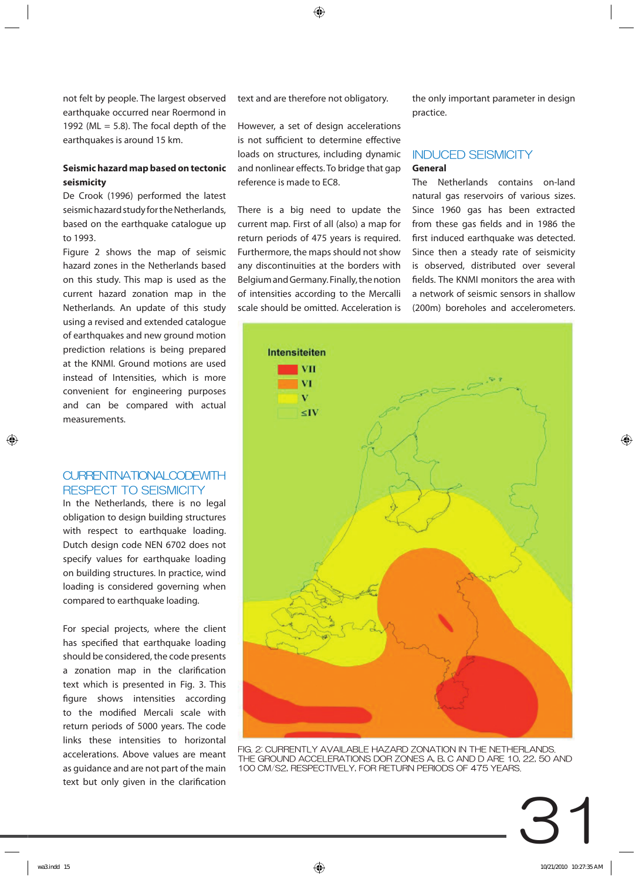not felt by people. The largest observed earthquake occurred near Roermond in 1992 (ML = 5.8). The focal depth of the earthquakes is around 15 km.

### Seismic hazard map based on tectonic seismicity

De Crook (1996) performed the latest seismic hazard study for the Netherlands, based on the earthquake catalogue up to 1993.

Figure 2 shows the map of seismic hazard zones in the Netherlands based on this study. This map is used as the current hazard zonation map in the Netherlands. An update of this study using a revised and extended catalogue of earthquakes and new ground motion prediction relations is being prepared at the KNMI. Ground motions are used instead of Intensities, which is more convenient for engineering purposes and can be compared with actual measurements.

## CURRENT NATIONAL CODE WITH RESPECT TO SEISMICITY

In the Netherlands, there is no legal obligation to design building structures with respect to earthquake loading. Dutch design code NEN 6702 does not specify values for earthquake loading on building structures. In practice, wind loading is considered governing when compared to earthquake loading.

For special projects, where the client has specified that earthquake loading should be considered, the code presents a zonation map in the clarification text which is presented in Fig. 3. This figure shows intensities according to the modified Mercali scale with return periods of 5000 years. The code links these intensities to horizontal accelerations. Above values are meant as guidance and are not part of the main text but only given in the clarification text and are therefore not obligatory.

However, a set of design accelerations is not sufficient to determine effective loads on structures, including dynamic and nonlinear effects. To bridge that gap reference is made to EC8.

There is a big need to update the current map. First of all (also) a map for return periods of 475 years is required. Furthermore, the maps should not show any discontinuities at the borders with Belgium and Germany. Finally, the notion of intensities according to the Mercalli scale should be omitted. Acceleration is the only important parameter in design practice.

## INDUCED SEISMICITY

### General

The Netherlands contains on-land natural gas reservoirs of various sizes. Since 1960 gas has been extracted from these gas fields and in 1986 the first induced earthquake was detected. Since then a steady rate of seismicity is observed, distributed over several fields. The KNMI monitors the area with a network of seismic sensors in shallow (200m) boreholes and accelerometers.

FIG. 2: CURRENTLY AVAILABLE HAZARD ZONATION IN THE NETHERLANDS. THE GROUND ACCELERATIONS DOR ZONES A, B, C AND D ARE 10, 22, 50 AND 100 CM/S2, RESPECTIVELY, FOR RETURN PERIODS OF 475 YEARS.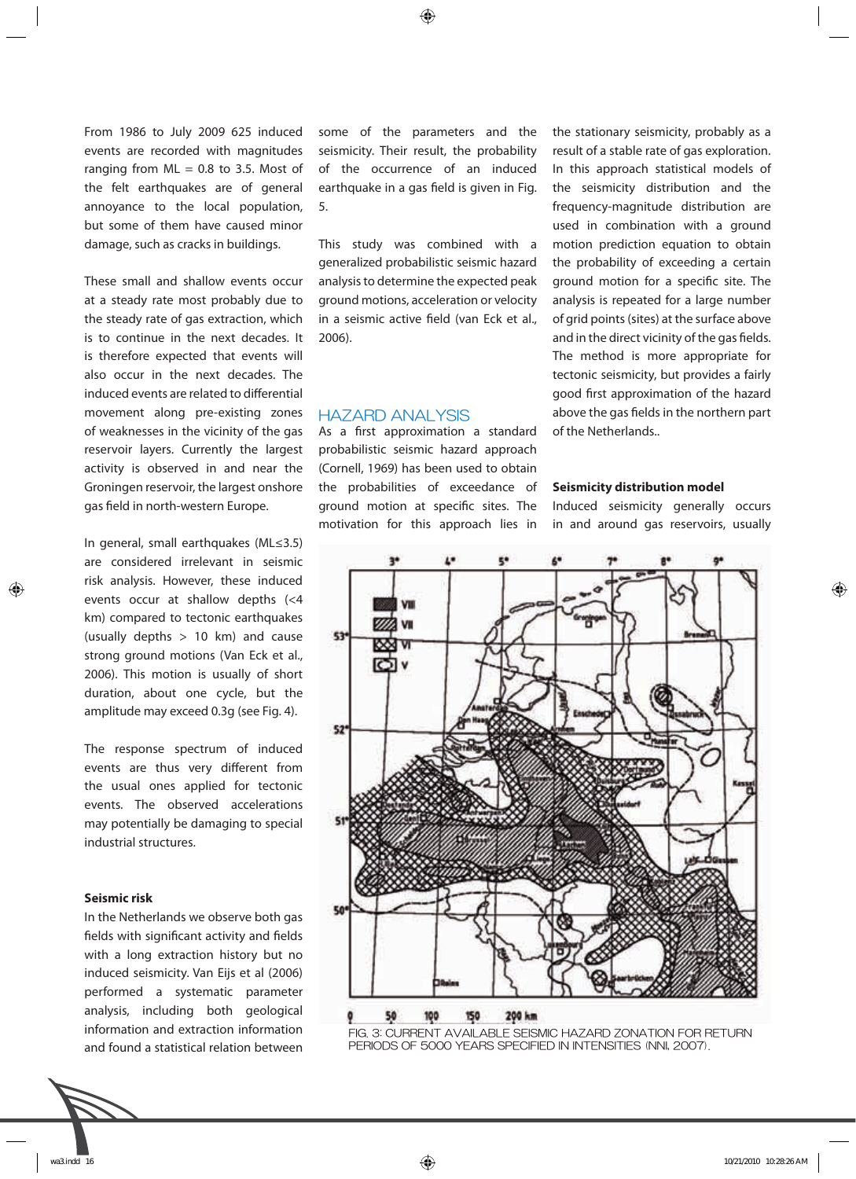From 1986 to July 2009 625 induced events are recorded with magnitudes ranging from ML = 0.8 to 3.5. Most of the felt earthquakes are of general annoyance to the local population, but some of them have caused minor damage, such as cracks in buildings.

These small and shallow events occur at a steady rate most probably due to the steady rate of gas extraction, which is to continue in the next decades. It is therefore expected that events will also occur in the next decades. The induced events are related to differential movement along pre-existing zones of weaknesses in the vicinity of the gas reservoir layers. Currently the largest activity is observed in and near the Groningen reservoir, the largest onshore gas field in north-western Europe.

In general, small earthquakes (ML≤3.5) are considered irrelevant in seismic risk analysis. However, these induced events occur at shallow depths (<4 km) compared to tectonic earthquakes (usually depths > 10 km) and cause strong ground motions (Van Eck et al., 2006). This motion is usually of short duration, about one cycle, but the amplitude may exceed 0.3g (see Fig. 4).

The response spectrum of induced events are thus very different from the usual ones applied for tectonic events. The observed accelerations may potentially be damaging to special industrial structures.

### Seismic risk

In the Netherlands we observe both gas fields with significant activity and fields with a long extraction history but no induced seismicity. Van Eijs et al (2006) performed a systematic parameter analysis, including both geological information and extraction information and found a statistical relation between some of the parameters and the seismicity. Their result, the probability of the occurrence of an induced earthquake in a gas field is given in Fig. 5.

This study was combined with a generalized probabilistic seismic hazard analysis to determine the expected peak ground motions, acceleration or velocity in a seismic active field (van Eck et al., 2006).

## HAZARD ANALYSIS

As a first approximation a standard probabilistic seismic hazard approach (Cornell, 1969) has been used to obtain the probabilities of exceedance of ground motion at specific sites. The motivation for this approach lies in the stationary seismicity, probably as a result of a stable rate of gas exploration. In this approach statistical models of the seismicity distribution and the frequency-magnitude distribution are used in combination with a ground motion prediction equation to obtain the probability of exceeding a certain ground motion for a specific site. The analysis is repeated for a large number of grid points (sites) at the surface above and in the direct vicinity of the gas fields. The method is more appropriate for tectonic seismicity, but provides a fairly good first approximation of the hazard above the gas fields in the northern part of the Netherlands..

### Seismicity distribution model

Induced seismicity generally occurs in and around gas reservoirs, usually

FIG. 3: CURRENT AVAILABLE SEISMIC HAZARD ZONATION FOR RETURN PERIODS OF 5000 YEARS SPECIFIED IN INTENSITIES (NNI, 2007).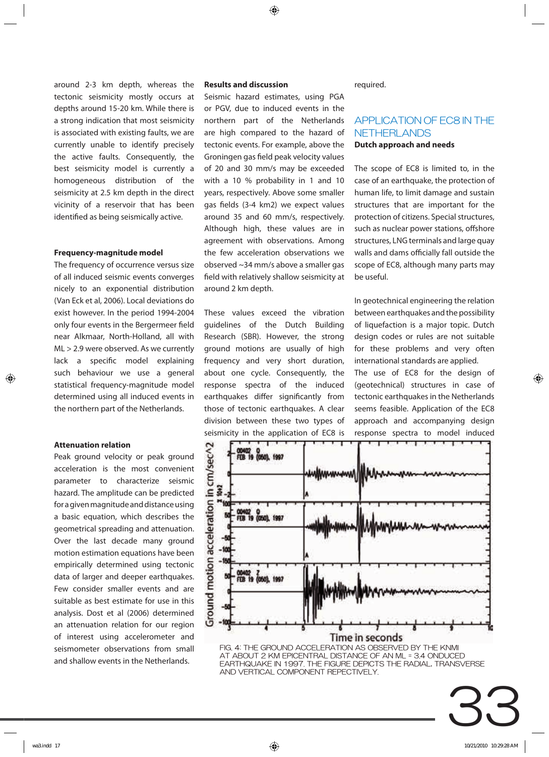around 2-3 km depth, whereas the tectonic seismicity mostly occurs at depths around 15-20 km. While there is a strong indication that most seismicity is associated with existing faults, we are currently unable to identify precisely the active faults. Consequently, the best seismicity model is currently a homogeneous distribution of the seismicity at 2.5 km depth in the direct vicinity of a reservoir that has been identified as being seismically active.

**Frequency-magnitude model**

The frequency of occurrence versus size of all induced seismic events converges nicely to an exponential distribution (Van Eck et al, 2006). Local deviations do exist however. In the period 1994-2004 only four events in the Bergermeer field near Alkmaar, North-Holland, all with ML > 2.9 were observed. As we currently lack a specific model explaining such behaviour we use a general statistical frequency-magnitude model determined using all induced events in the northern part of the Netherlands.

**Attenuation relation**

Peak ground velocity or peak ground acceleration is the most convenient parameter to characterize seismic hazard. The amplitude can be predicted for a given magnitude and distance using a basic equation, which describes the geometrical spreading and attenuation. Over the last decade many ground motion estimation equations have been empirically determined using tectonic data of larger and deeper earthquakes. Few consider smaller events and are suitable as best estimate for use in this analysis. Dost et al (2006) determined an attenuation relation for our region of interest using accelerometer and seismometer observations from small and shallow events in the Netherlands.

**Results and discussion**

Seismic hazard estimates, using PGA or PGV, due to induced events in the northern part of the Netherlands are high compared to the hazard of tectonic events. For example, above the Groningen gas field peak velocity values of 20 and 30 mm/s may be exceeded with a 10 % probability in 1 and 10 years, respectively. Above some smaller gas fields (3-4 km2) we expect values around 35 and 60 mm/s, respectively. Although high, these values are in agreement with observations. Among the few acceleration observations we observed ~34 mm/s above a smaller gas field with relatively shallow seismicity at around 2 km depth.

These values exceed the vibration guidelines of the Dutch Building Research (SBR). However, the strong ground motions are usually of high frequency and very short duration, about one cycle. Consequently, the response spectra of the induced earthquakes differ significantly from those of tectonic earthquakes. A clear division between these two types of seismicity in the application of EC8 is required.

## APPLICATION OF EC8 IN THE NETHERLANDS

**Dutch approach and needs**

The scope of EC8 is limited to, in the case of an earthquake, the protection of human life, to limit damage and sustain structures that are important for the protection of citizens. Special structures, such as nuclear power stations, offshore structures, LNG terminals and large quay walls and dams officially fall outside the scope of EC8, although many parts may be useful.

In geotechnical engineering the relation between earthquakes and the possibility of liquefaction is a major topic. Dutch design codes or rules are not suitable for these problems and very often international standards are applied.

The use of EC8 for the design of (geotechnical) structures in case of tectonic earthquakes in the Netherlands seems feasible. Application of the EC8 approach and accompanying design response spectra to model induced

FIG. 4: THE GROUND ACCELERATION AS OBSERVED BY THE KNMI AT ABOUT 2 KM EPICENTRAL DISTANCE OF AN ML = 3.4 ONDUCED EARTHQUAKE IN 1997. THE FIGURE DEPICTS THE RADIAL, TRANSVERSE AND VERTICAL COMPONENT REPECTIVELY.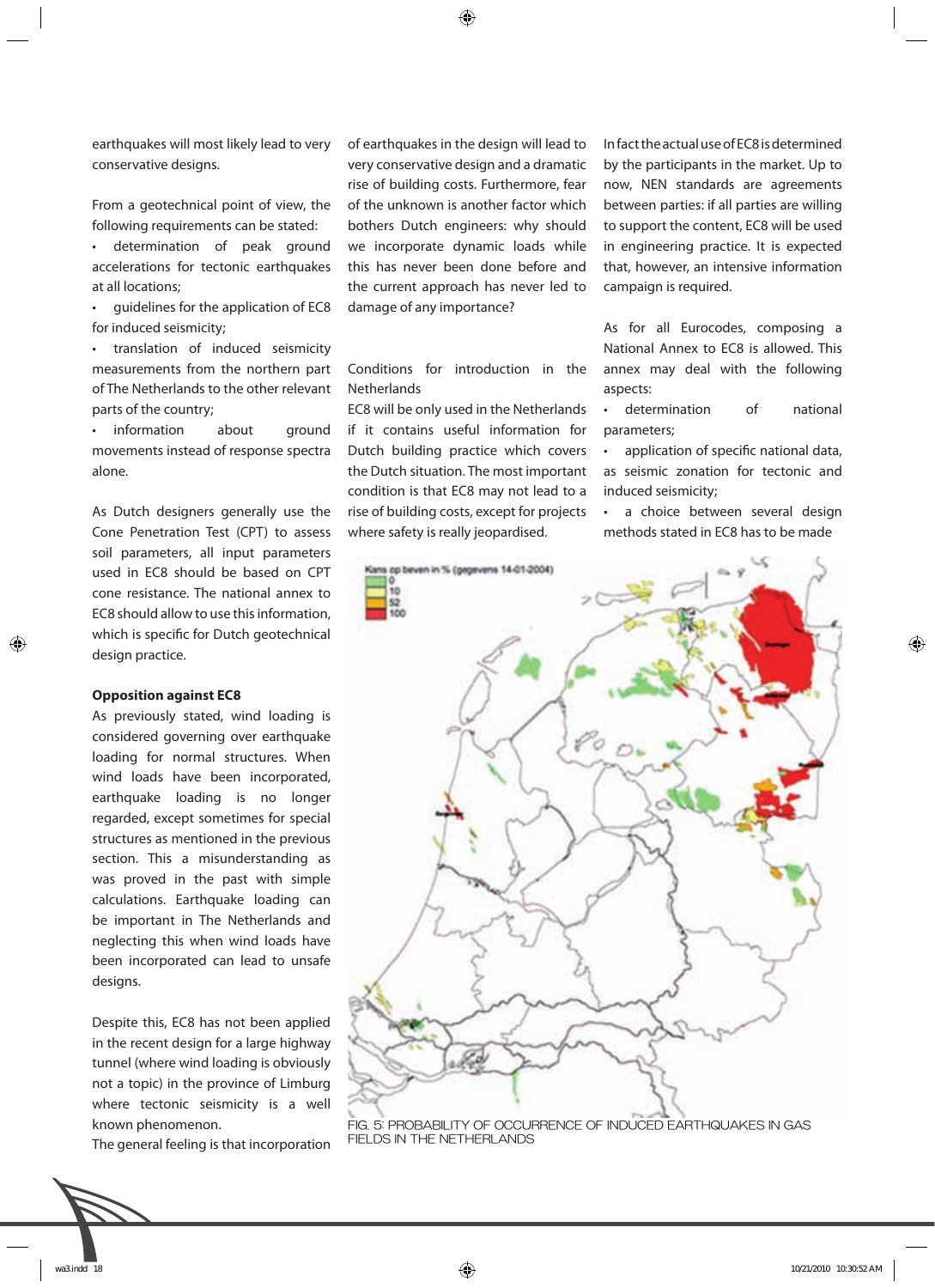earthquakes will most likely lead to very conservative designs.

From a geotechnical point of view, the following requirements can be stated:

- determination of peak ground accelerations for tectonic earthquakes at all locations;
- guidelines for the application of EC8 for induced seismicity;
- translation of induced seismicity measurements from the northern part of The Netherlands to the other relevant parts of the country;
- information about ground movements instead of response spectra alone.

As Dutch designers generally use the Cone Penetration Test (CPT) to assess soil parameters, all input parameters used in EC8 should be based on CPT cone resistance. The national annex to EC8 should allow to use this information, which is specific for Dutch geotechnical design practice.

**Opposition against EC8**

As previously stated, wind loading is considered governing over earthquake loading for normal structures. When wind loads have been incorporated, earthquake loading is no longer regarded, except sometimes for special structures as mentioned in the previous section. This a misunderstanding as was proved in the past with simple calculations. Earthquake loading can be important in The Netherlands and neglecting this when wind loads have been incorporated can lead to unsafe designs.

Despite this, EC8 has not been applied in the recent design for a large highway tunnel (where wind loading is obviously not a topic) in the province of Limburg where tectonic seismicity is a well known phenomenon.

The general feeling is that incorporation of earthquakes in the design will lead to very conservative design and a dramatic rise of building costs. Furthermore, fear of the unknown is another factor which bothers Dutch engineers: why should we incorporate dynamic loads while this has never been done before and the current approach has never led to damage of any importance?

Conditions for introduction in the Netherlands

EC8 will be only used in the Netherlands if it contains useful information for Dutch building practice which covers the Dutch situation. The most important condition is that EC8 may not lead to a rise of building costs, except for projects where safety is really jeopardised.

In fact the actual use of EC8 is determined by the participants in the market. Up to now, NEN standards are agreements between parties: if all parties are willing to support the content, EC8 will be used in engineering practice. It is expected that, however, an intensive information campaign is required.

As for all Eurocodes, composing a National Annex to EC8 is allowed. This annex may deal with the following aspects:

- determination of national parameters;
- application of specific national data, as seismic zonation for tectonic and induced seismicity;
- a choice between several design methods stated in EC8 has to be made

FIG. 5: PROBABILITY OF OCCURRENCE OF INDUCED EARTHQUAKES IN GAS FIELDS IN THE NETHERLANDS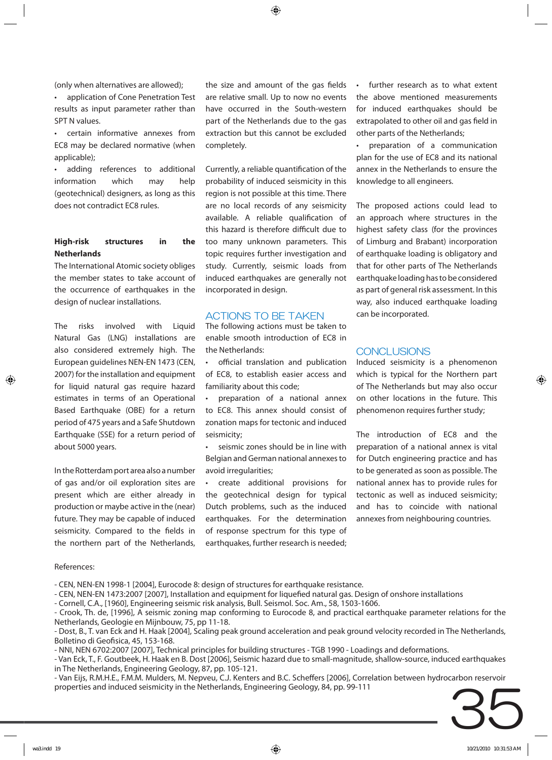(only when alternatives are allowed);

- application of Cone Penetration Test results as input parameter rather than SPT N values.
- certain informative annexes from EC8 may be declared normative (when applicable);
- adding references to additional information which may help (geotechnical) designers, as long as this does not contradict EC8 rules.

**High-risk structures in the Netherlands**

The International Atomic society obliges the member states to take account of the occurrence of earthquakes in the design of nuclear installations.

The risks involved with Liquid Natural Gas (LNG) installations are also considered extremely high. The European guidelines NEN-EN 1473 (CEN, 2007) for the installation and equipment for liquid natural gas require hazard estimates in terms of an Operational Based Earthquake (OBE) for a return period of 475 years and a Safe Shutdown Earthquake (SSE) for a return period of about 5000 years.

In the Rotterdam port area also a number of gas and/or oil exploration sites are present which are either already in production or maybe active in the (near) future. They may be capable of induced seismicity. Compared to the fields in the northern part of the Netherlands, the size and amount of the gas fields are relative small. Up to now no events have occurred in the South-western part of the Netherlands due to the gas extraction but this cannot be excluded completely.

Currently, a reliable quantification of the probability of induced seismicity in this region is not possible at this time. There are no local records of any seismicity available. A reliable qualification of this hazard is therefore difficult due to too many unknown parameters. This topic requires further investigation and study. Currently, seismic loads from induced earthquakes are generally not incorporated in design.

## ACTIONS TO BE TAKEN

The following actions must be taken to enable smooth introduction of EC8 in the Netherlands:

- official translation and publication of EC8, to establish easier access and familiarity about this code;
- preparation of a national annex to EC8. This annex should consist of zonation maps for tectonic and induced seismicity;
- seismic zones should be in line with Belgian and German national annexes to avoid irregularities;
- create additional provisions for the geotechnical design for typical Dutch problems, such as the induced earthquakes. For the determination of response spectrum for this type of earthquakes, further research is needed;
- further research as to what extent the above mentioned measurements for induced earthquakes should be extrapolated to other oil and gas field in other parts of the Netherlands;
- preparation of a communication plan for the use of EC8 and its national annex in the Netherlands to ensure the knowledge to all engineers.

The proposed actions could lead to an approach where structures in the highest safety class (for the provinces of Limburg and Brabant) incorporation of earthquake loading is obligatory and that for other parts of The Netherlands earthquake loading has to be considered as part of general risk assessment. In this way, also induced earthquake loading can be incorporated.

## CONCLUSIONS

Induced seismicity is a phenomenon which is typical for the Northern part of The Netherlands but may also occur on other locations in the future. This phenomenon requires further study;

The introduction of EC8 and the preparation of a national annex is vital for Dutch engineering practice and has to be generated as soon as possible. The national annex has to provide rules for tectonic as well as induced seismicity; and has to coincide with national annexes from neighbouring countries.

References:

- CEN, NEN-EN 1998-1 [2004], Eurocode 8: design of structures for earthquake resistance.
- CEN, NEN-EN 1473:2007 [2007], Installation and equipment for liquefied natural gas. Design of onshore installations
- Cornell, C.A., [1960], Engineering seismic risk analysis, Bull. Seismol. Soc. Am., 58, 1503-1606.
- Crook, Th. de, [1996], A seismic zoning map conforming to Eurocode 8, and practical earthquake parameter relations for the Netherlands, Geologie en Mijnbouw, 75, pp 11-18.
- Dost, B., T. van Eck and H. Haak [2004], Scaling peak ground acceleration and peak ground velocity recorded in The Netherlands, Bolletino di Geofisica, 45, 153-168.
- NNI, NEN 6702:2007 [2007], Technical principles for building structures - TGB 1990 - Loadings and deformations.
- Van Eck, T., F. Goutbeek, H. Haak en B. Dost [2006], Seismic hazard due to small-magnitude, shallow-source, induced earthquakes in The Netherlands, Engineering Geology, 87, pp. 105-121.
- Van Eijs, R.M.H.E., F.M.M. Mulders, M. Nepveu, C.J. Kenters and B.C. Scheffers [2006], Correlation between hydrocarbon reservoir properties and induced seismicity in the Netherlands, Engineering Geology, 84, pp. 99-111